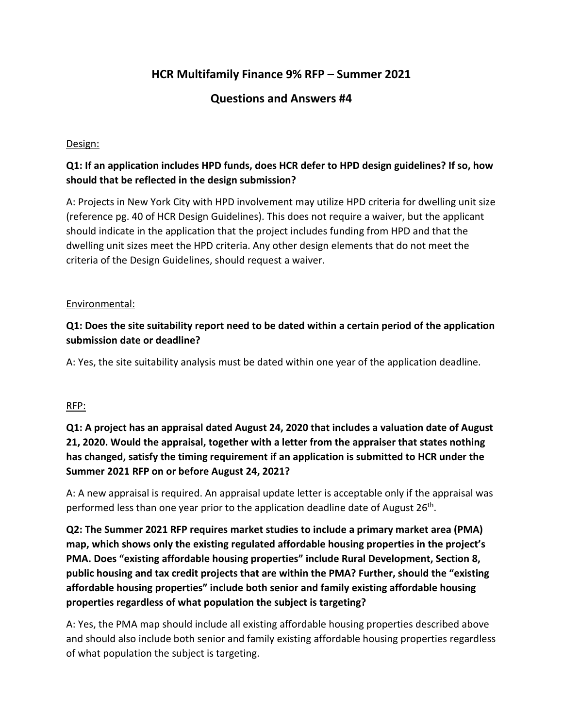# HCR Multifamily Finance 9% RFP – Summer 2021

## Questions and Answers #4

Design:

**Q1: If an application includes HPD funds, does HCR defer to HPD design guidelines? If so, how should that be reflected in the design submission?**

A: Projects in New York City with HPD involvement may utilize HPD criteria for dwelling unit size (reference pg. 40 of HCR Design Guidelines). This does not require a waiver, but the applicant should indicate in the application that the project includes funding from HPD and that the dwelling unit sizes meet the HPD criteria. Any other design elements that do not meet the criteria of the Design Guidelines, should request a waiver.

Environmental:

**Q1: Does the site suitability report need to be dated within a certain period of the application submission date or deadline?**

A: Yes, the site suitability analysis must be dated within one year of the application deadline.

RFP:

**Q1: A project has an appraisal dated August 24, 2020 that includes a valuation date of August 21, 2020. Would the appraisal, together with a letter from the appraiser that states nothing has changed, satisfy the timing requirement if an application is submitted to HCR under the Summer 2021 RFP on or before August 24, 2021?**

A: A new appraisal is required. An appraisal update letter is acceptable only if the appraisal was performed less than one year prior to the application deadline date of August 26th.

**Q2: The Summer 2021 RFP requires market studies to include a primary market area (PMA) map, which shows only the existing regulated affordable housing properties in the project's PMA. Does "existing affordable housing properties" include Rural Development, Section 8, public housing and tax credit projects that are within the PMA? Further, should the "existing affordable housing properties" include both senior and family existing affordable housing properties regardless of what population the subject is targeting?**

A: Yes, the PMA map should include all existing affordable housing properties described above and should also include both senior and family existing affordable housing properties regardless of what population the subject is targeting.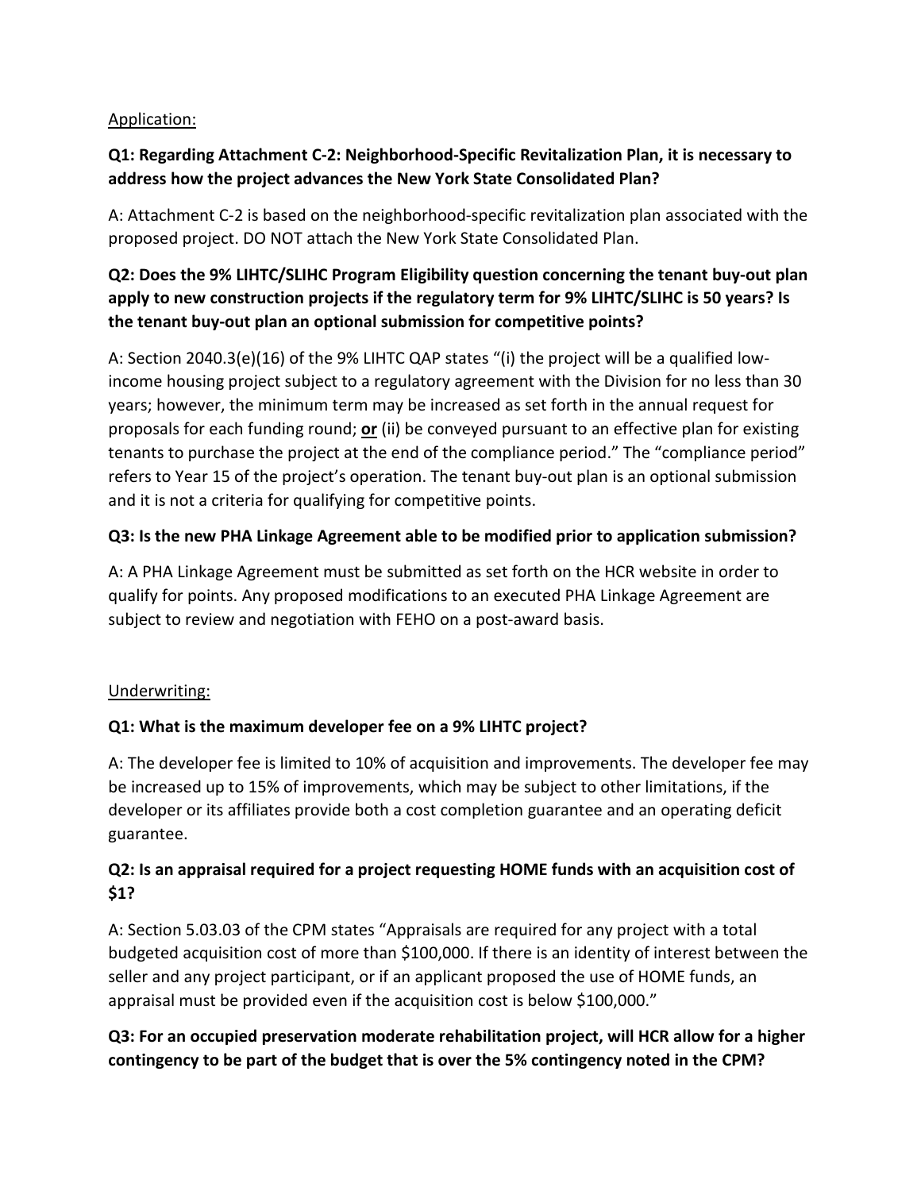Application:

**Q1: Regarding Attachment C-2: Neighborhood-Specific Revitalization Plan, it is necessary to address how the project advances the New York State Consolidated Plan?**

A: Attachment C-2 is based on the neighborhood-specific revitalization plan associated with the proposed project. DO NOT attach the New York State Consolidated Plan.

**Q2: Does the 9% LIHTC/SLIHC Program Eligibility question concerning the tenant buy-out plan apply to new construction projects if the regulatory term for 9% LIHTC/SLIHC is 50 years? Is the tenant buy-out plan an optional submission for competitive points?**

A: Section 2040.3(e)(16) of the 9% LIHTC QAP states "(i) the project will be a qualified low-income housing project subject to a regulatory agreement with the Division for no less than 30 years; however, the minimum term may be increased as set forth in the annual request for proposals for each funding round; **or** (ii) be conveyed pursuant to an effective plan for existing tenants to purchase the project at the end of the compliance period." The "compliance period" refers to Year 15 of the project's operation. The tenant buy-out plan is an optional submission and it is not a criteria for qualifying for competitive points.

**Q3: Is the new PHA Linkage Agreement able to be modified prior to application submission?**

A: A PHA Linkage Agreement must be submitted as set forth on the HCR website in order to qualify for points. Any proposed modifications to an executed PHA Linkage Agreement are subject to review and negotiation with FEHO on a post-award basis.

Underwriting:

**Q1: What is the maximum developer fee on a 9% LIHTC project?**

A: The developer fee is limited to 10% of acquisition and improvements. The developer fee may be increased up to 15% of improvements, which may be subject to other limitations, if the developer or its affiliates provide both a cost completion guarantee and an operating deficit guarantee.

**Q2: Is an appraisal required for a project requesting HOME funds with an acquisition cost of $1?**

A: Section 5.03.03 of the CPM states "Appraisals are required for any project with a total budgeted acquisition cost of more than $100,000. If there is an identity of interest between the seller and any project participant, or if an applicant proposed the use of HOME funds, an appraisal must be provided even if the acquisition cost is below $100,000."

**Q3: For an occupied preservation moderate rehabilitation project, will HCR allow for a higher contingency to be part of the budget that is over the 5% contingency noted in the CPM?**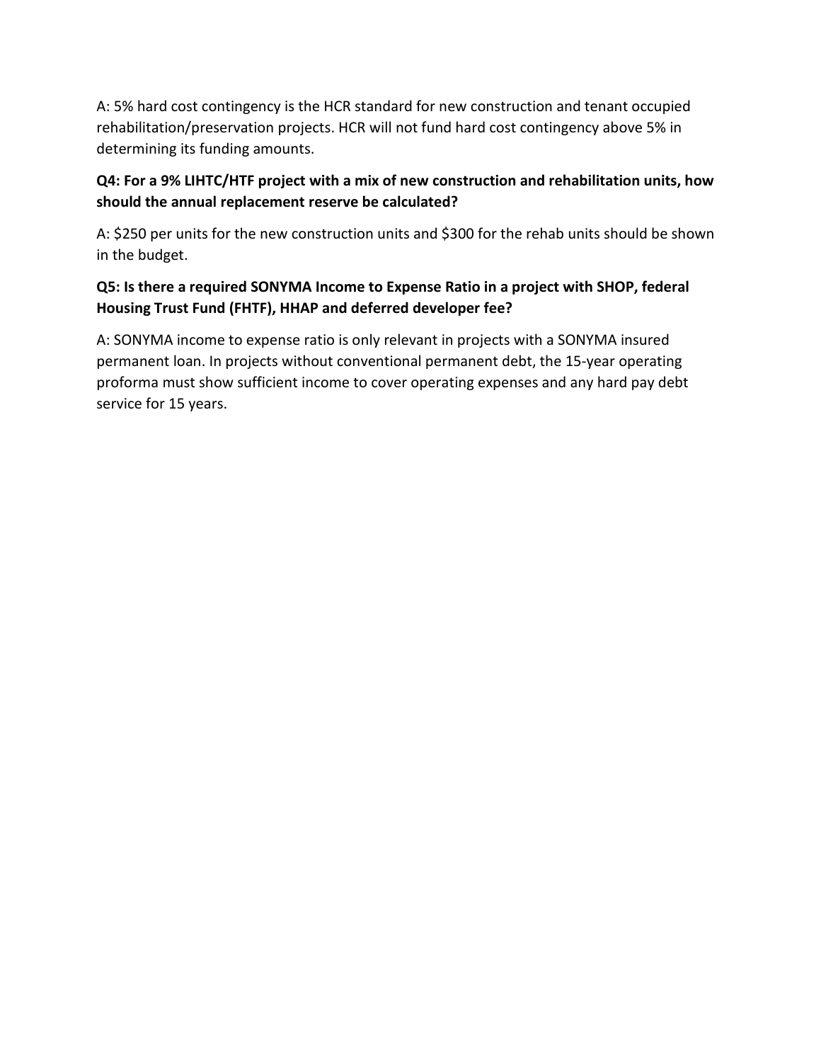A: 5% hard cost contingency is the HCR standard for new construction and tenant occupied rehabilitation/preservation projects. HCR will not fund hard cost contingency above 5% in determining its funding amounts.

**Q4: For a 9% LIHTC/HTF project with a mix of new construction and rehabilitation units, how should the annual replacement reserve be calculated?**

A: $250 per units for the new construction units and $300 for the rehab units should be shown in the budget.

**Q5: Is there a required SONYMA Income to Expense Ratio in a project with SHOP, federal Housing Trust Fund (FHTF), HHAP and deferred developer fee?**

A: SONYMA income to expense ratio is only relevant in projects with a SONYMA insured permanent loan. In projects without conventional permanent debt, the 15-year operating proforma must show sufficient income to cover operating expenses and any hard pay debt service for 15 years.